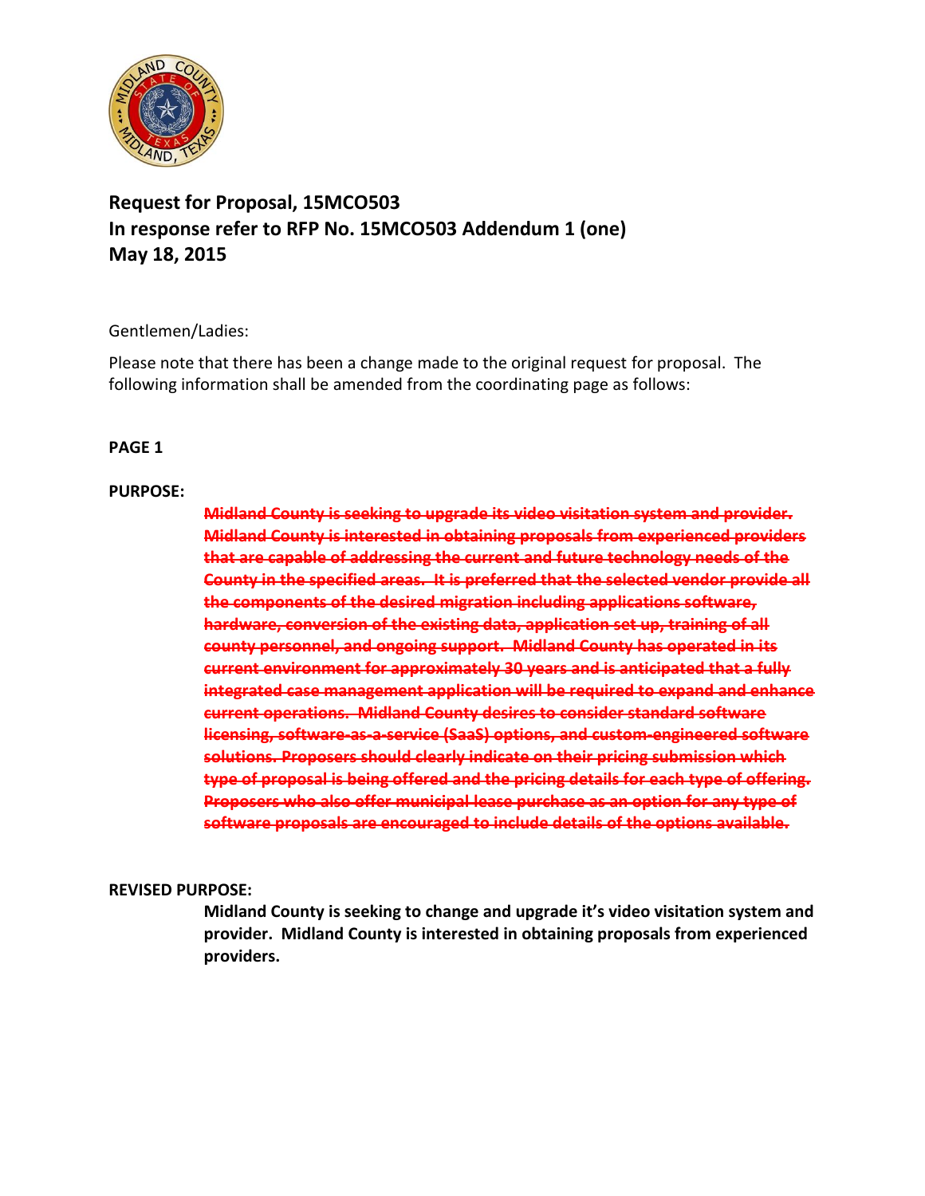**Request for Proposal, 15MCO503**
**In response refer to RFP No. 15MCO503 Addendum 1 (one)**
**May 18, 2015**

Gentlemen/Ladies:

Please note that there has been a change made to the original request for proposal. The following information shall be amended from the coordinating page as follows:

**PAGE 1**

**PURPOSE:**

~~**Midland County is seeking to upgrade its video visitation system and provider. Midland County is interested in obtaining proposals from experienced providers that are capable of addressing the current and future technology needs of the County in the specified areas. It is preferred that the selected vendor provide all the components of the desired migration including applications software, hardware, conversion of the existing data, application set up, training of all county personnel, and ongoing support. Midland County has operated in its current environment for approximately 30 years and is anticipated that a fully integrated case management application will be required to expand and enhance current operations. Midland County desires to consider standard software licensing, software-as-a-service (SaaS) options, and custom-engineered software solutions. Proposers should clearly indicate on their pricing submission which type of proposal is being offered and the pricing details for each type of offering. Proposers who also offer municipal lease purchase as an option for any type of software proposals are encouraged to include details of the options available.**~~

**REVISED PURPOSE:**

**Midland County is seeking to change and upgrade it's video visitation system and provider. Midland County is interested in obtaining proposals from experienced providers.**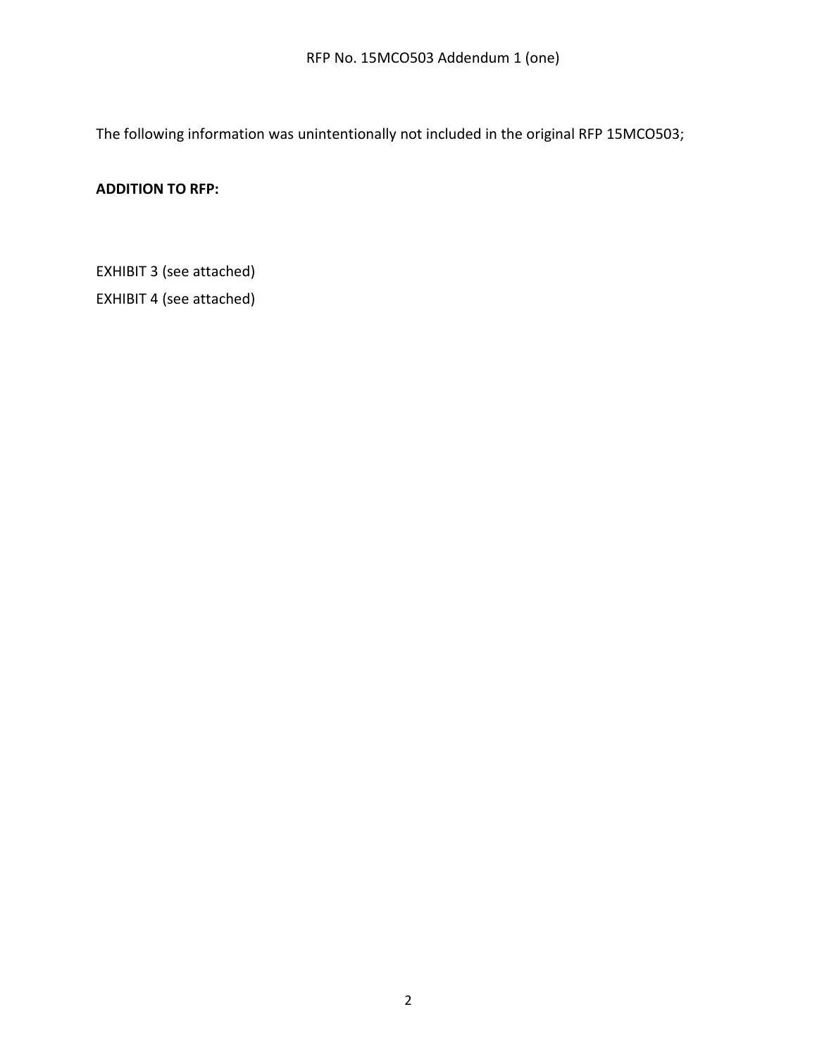The following information was unintentionally not included in the original RFP 15MCO503;

**ADDITION TO RFP:**

EXHIBIT 3 (see attached)

EXHIBIT 4 (see attached)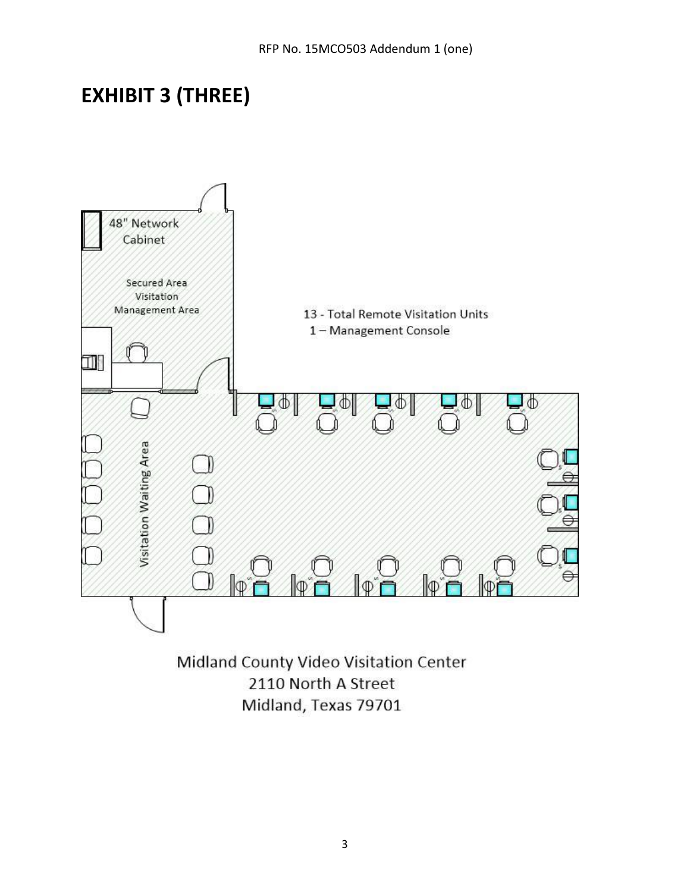# EXHIBIT 3 (THREE)

48" Network Cabinet

Secured Area Visitation Management Area

13 - Total Remote Visitation Units
1 – Management Console

Visitation Waiting Area

Midland County Video Visitation Center
2110 North A Street
Midland, Texas 79701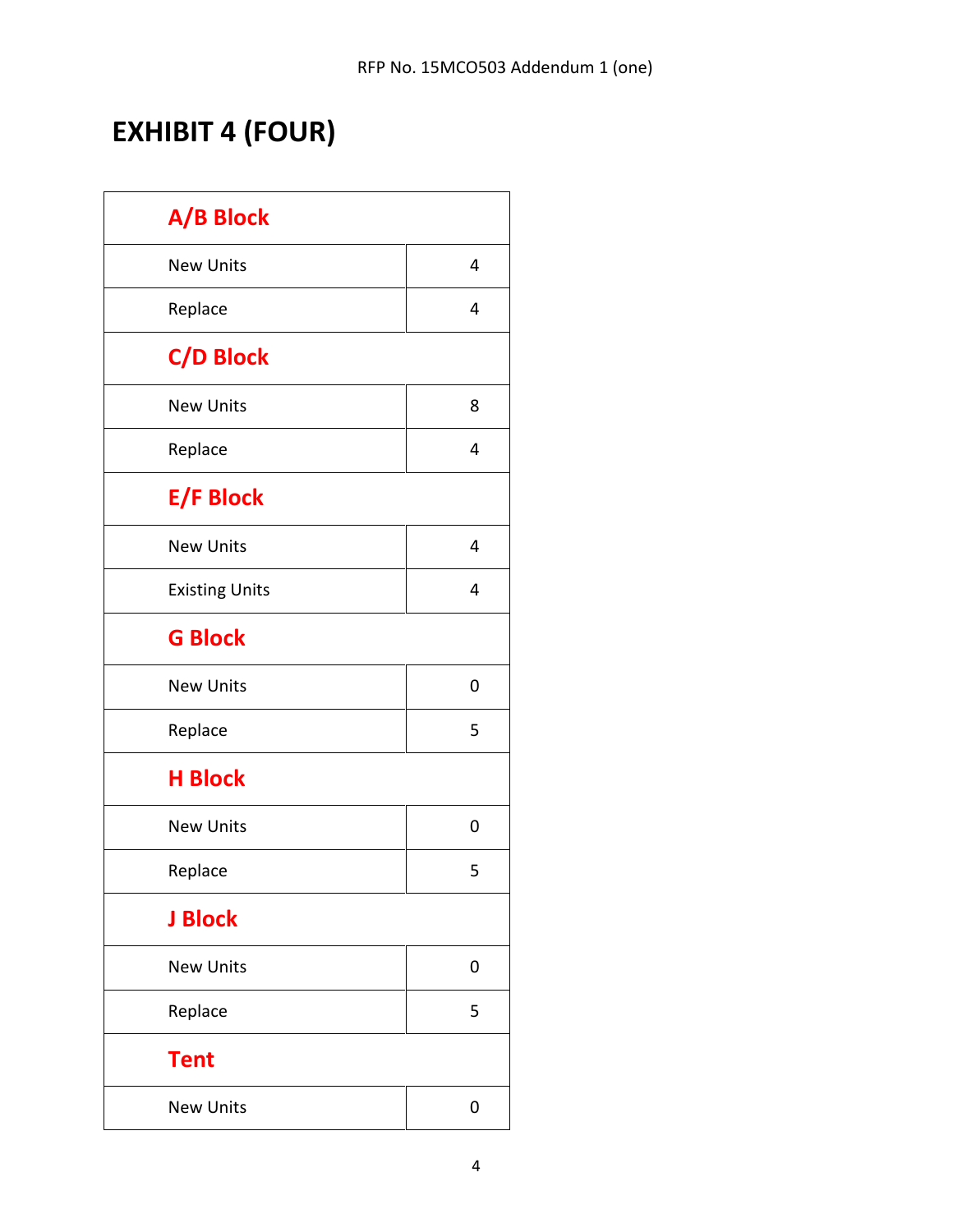# EXHIBIT 4 (FOUR)

| **A/B Block** | |
|---|---|
| New Units | 4 |
| Replace | 4 |
| **C/D Block** | |
| New Units | 8 |
| Replace | 4 |
| **E/F Block** | |
| New Units | 4 |
| Existing Units | 4 |
| **G Block** | |
| New Units | 0 |
| Replace | 5 |
| **H Block** | |
| New Units | 0 |
| Replace | 5 |
| **J Block** | |
| New Units | 0 |
| Replace | 5 |
| **Tent** | |
| New Units | 0 |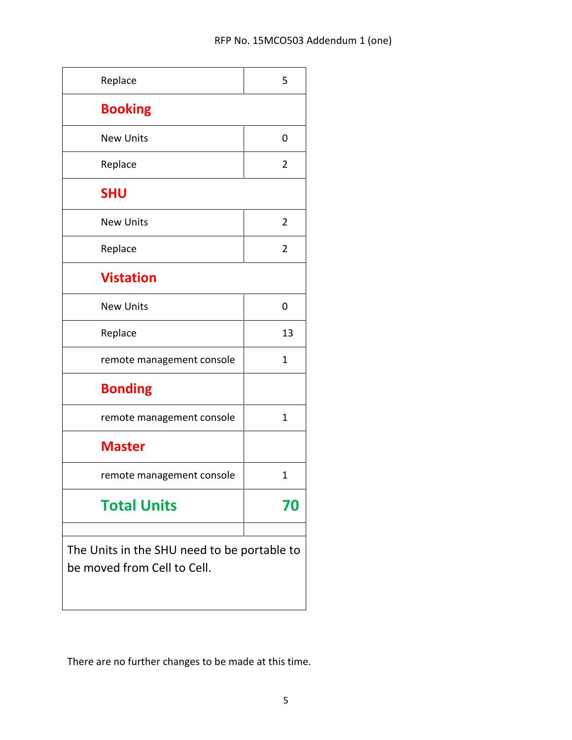| | |
|---|---|
| Replace | 5 |
| **Booking** | |
| New Units | 0 |
| Replace | 2 |
| **SHU** | |
| New Units | 2 |
| Replace | 2 |
| **Vistation** | |
| New Units | 0 |
| Replace | 13 |
| remote management console | 1 |
| **Bonding** | |
| remote management console | 1 |
| **Master** | |
| remote management console | 1 |
| **Total Units** | **70** |
| | |
| The Units in the SHU need to be portable to be moved from Cell to Cell. | |

There are no further changes to be made at this time.